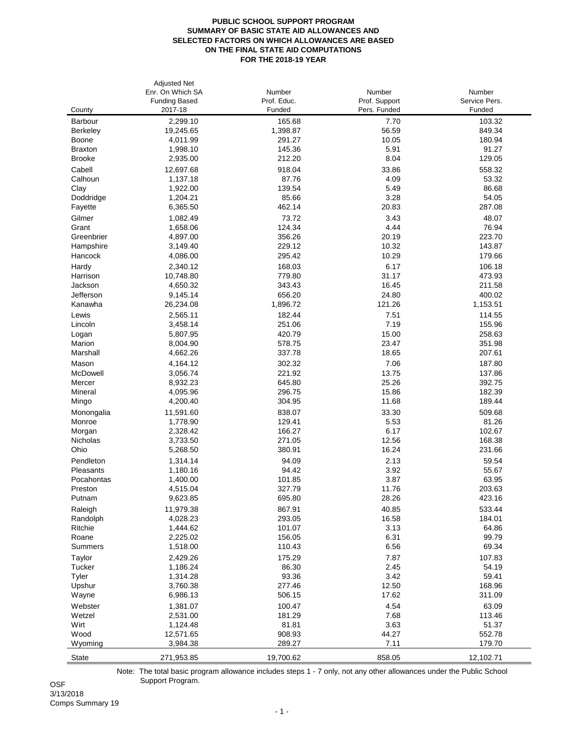**PUBLIC SCHOOL SUPPORT PROGRAM**
**SUMMARY OF BASIC STATE AID ALLOWANCES AND**
**SELECTED FACTORS ON WHICH ALLOWANCES ARE BASED**
**ON THE FINAL STATE AID COMPUTATIONS**
**FOR THE 2018-19 YEAR**

| County | Adjusted Net Enr. On Which SA Funding Based 2017-18 | Number Prof. Educ. Funded | Number Prof. Support Pers. Funded | Number Service Pers. Funded |
|---|---|---|---|---|
| Barbour | 2,299.10 | 165.68 | 7.70 | 103.32 |
| Berkeley | 19,245.65 | 1,398.87 | 56.59 | 849.34 |
| Boone | 4,011.99 | 291.27 | 10.05 | 180.94 |
| Braxton | 1,998.10 | 145.36 | 5.91 | 91.27 |
| Brooke | 2,935.00 | 212.20 | 8.04 | 129.05 |
| Cabell | 12,697.68 | 918.04 | 33.86 | 558.32 |
| Calhoun | 1,137.18 | 87.76 | 4.09 | 53.32 |
| Clay | 1,922.00 | 139.54 | 5.49 | 86.68 |
| Doddridge | 1,204.21 | 85.66 | 3.28 | 54.05 |
| Fayette | 6,365.50 | 462.14 | 20.83 | 287.08 |
| Gilmer | 1,082.49 | 73.72 | 3.43 | 48.07 |
| Grant | 1,658.06 | 124.34 | 4.44 | 76.94 |
| Greenbrier | 4,897.00 | 356.26 | 20.19 | 223.70 |
| Hampshire | 3,149.40 | 229.12 | 10.32 | 143.87 |
| Hancock | 4,086.00 | 295.42 | 10.29 | 179.66 |
| Hardy | 2,340.12 | 168.03 | 6.17 | 106.18 |
| Harrison | 10,748.80 | 779.80 | 31.17 | 473.93 |
| Jackson | 4,650.32 | 343.43 | 16.45 | 211.58 |
| Jefferson | 9,145.14 | 656.20 | 24.80 | 400.02 |
| Kanawha | 26,234.08 | 1,896.72 | 121.26 | 1,153.51 |
| Lewis | 2,565.11 | 182.44 | 7.51 | 114.55 |
| Lincoln | 3,458.14 | 251.06 | 7.19 | 155.96 |
| Logan | 5,807.95 | 420.79 | 15.00 | 258.63 |
| Marion | 8,004.90 | 578.75 | 23.47 | 351.98 |
| Marshall | 4,662.26 | 337.78 | 18.65 | 207.61 |
| Mason | 4,164.12 | 302.32 | 7.06 | 187.80 |
| McDowell | 3,056.74 | 221.92 | 13.75 | 137.86 |
| Mercer | 8,932.23 | 645.80 | 25.26 | 392.75 |
| Mineral | 4,095.96 | 296.75 | 15.86 | 182.39 |
| Mingo | 4,200.40 | 304.95 | 11.68 | 189.44 |
| Monongalia | 11,591.60 | 838.07 | 33.30 | 509.68 |
| Monroe | 1,778.90 | 129.41 | 5.53 | 81.26 |
| Morgan | 2,328.42 | 166.27 | 6.17 | 102.67 |
| Nicholas | 3,733.50 | 271.05 | 12.56 | 168.38 |
| Ohio | 5,268.50 | 380.91 | 16.24 | 231.66 |
| Pendleton | 1,314.14 | 94.09 | 2.13 | 59.54 |
| Pleasants | 1,180.16 | 94.42 | 3.92 | 55.67 |
| Pocahontas | 1,400.00 | 101.85 | 3.87 | 63.95 |
| Preston | 4,515.04 | 327.79 | 11.76 | 203.63 |
| Putnam | 9,623.85 | 695.80 | 28.26 | 423.16 |
| Raleigh | 11,979.38 | 867.91 | 40.85 | 533.44 |
| Randolph | 4,028.23 | 293.05 | 16.58 | 184.01 |
| Ritchie | 1,444.62 | 101.07 | 3.13 | 64.86 |
| Roane | 2,225.02 | 156.05 | 6.31 | 99.79 |
| Summers | 1,518.00 | 110.43 | 6.56 | 69.34 |
| Taylor | 2,429.26 | 175.29 | 7.87 | 107.83 |
| Tucker | 1,186.24 | 86.30 | 2.45 | 54.19 |
| Tyler | 1,314.28 | 93.36 | 3.42 | 59.41 |
| Upshur | 3,760.38 | 277.46 | 12.50 | 168.96 |
| Wayne | 6,986.13 | 506.15 | 17.62 | 311.09 |
| Webster | 1,381.07 | 100.47 | 4.54 | 63.09 |
| Wetzel | 2,531.00 | 181.29 | 7.68 | 113.46 |
| Wirt | 1,124.48 | 81.81 | 3.63 | 51.37 |
| Wood | 12,571.65 | 908.93 | 44.27 | 552.78 |
| Wyoming | 3,984.38 | 289.27 | 7.11 | 179.70 |
| State | 271,953.85 | 19,700.62 | 858.05 | 12,102.71 |

Note: The total basic program allowance includes steps 1 - 7 only, not any other allowances under the Public School Support Program.

OSF
3/13/2018
Comps Summary 19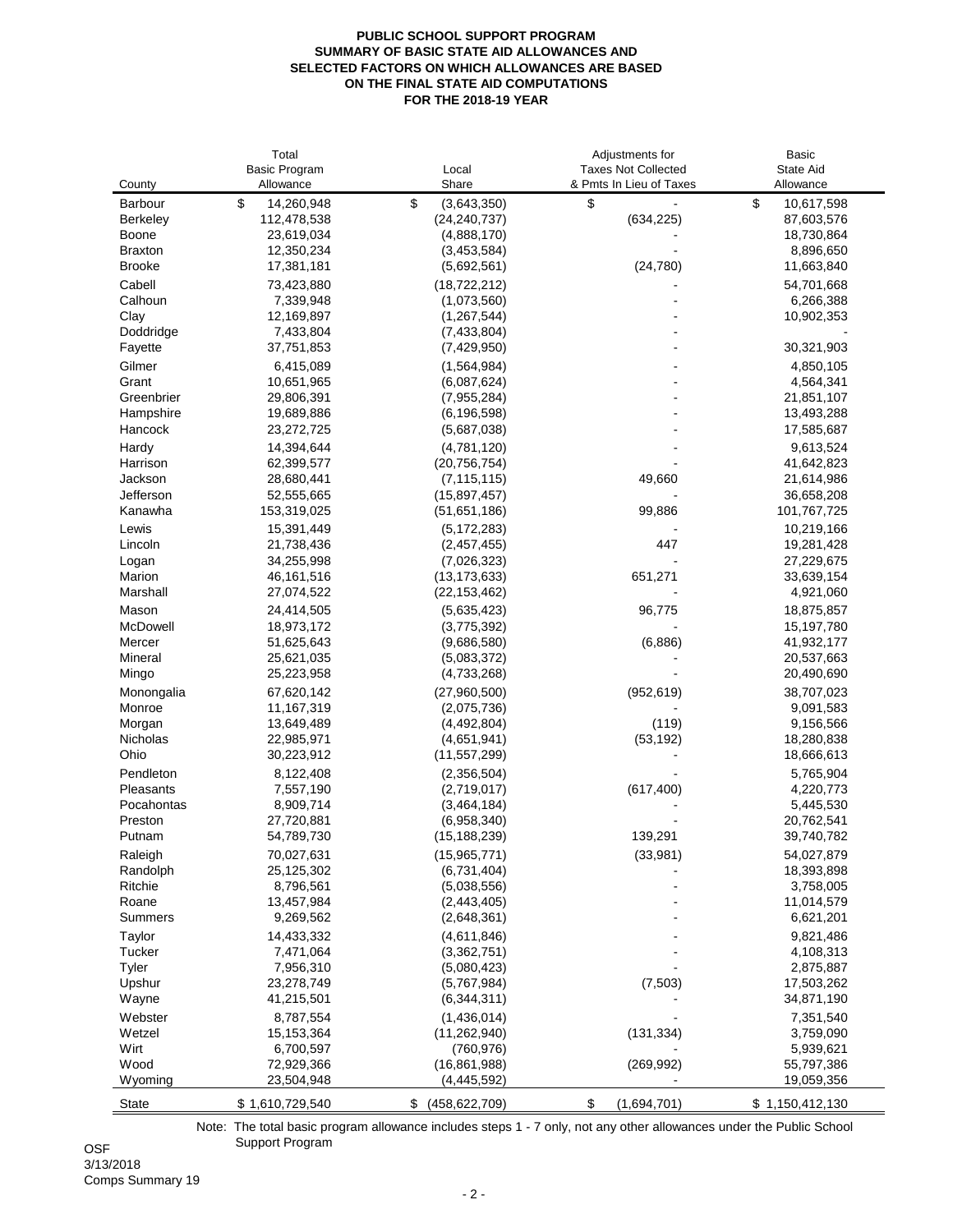**PUBLIC SCHOOL SUPPORT PROGRAM**
**SUMMARY OF BASIC STATE AID ALLOWANCES AND**
**SELECTED FACTORS ON WHICH ALLOWANCES ARE BASED**
**ON THE FINAL STATE AID COMPUTATIONS**
**FOR THE 2018-19 YEAR**

| County | Total Basic Program Allowance | Local Share | Adjustments for Taxes Not Collected & Pmts In Lieu of Taxes | Basic State Aid Allowance |
|---|---|---|---|---|
| Barbour | $ 14,260,948 | $ (3,643,350) | $ - | $ 10,617,598 |
| Berkeley | 112,478,538 | (24,240,737) | (634,225) | 87,603,576 |
| Boone | 23,619,034 | (4,888,170) | - | 18,730,864 |
| Braxton | 12,350,234 | (3,453,584) | - | 8,896,650 |
| Brooke | 17,381,181 | (5,692,561) | (24,780) | 11,663,840 |
| Cabell | 73,423,880 | (18,722,212) | - | 54,701,668 |
| Calhoun | 7,339,948 | (1,073,560) | - | 6,266,388 |
| Clay | 12,169,897 | (1,267,544) | - | 10,902,353 |
| Doddridge | 7,433,804 | (7,433,804) | - | - |
| Fayette | 37,751,853 | (7,429,950) | - | 30,321,903 |
| Gilmer | 6,415,089 | (1,564,984) | - | 4,850,105 |
| Grant | 10,651,965 | (6,087,624) | - | 4,564,341 |
| Greenbrier | 29,806,391 | (7,955,284) | - | 21,851,107 |
| Hampshire | 19,689,886 | (6,196,598) | - | 13,493,288 |
| Hancock | 23,272,725 | (5,687,038) | - | 17,585,687 |
| Hardy | 14,394,644 | (4,781,120) | - | 9,613,524 |
| Harrison | 62,399,577 | (20,756,754) | - | 41,642,823 |
| Jackson | 28,680,441 | (7,115,115) | 49,660 | 21,614,986 |
| Jefferson | 52,555,665 | (15,897,457) | - | 36,658,208 |
| Kanawha | 153,319,025 | (51,651,186) | 99,886 | 101,767,725 |
| Lewis | 15,391,449 | (5,172,283) | - | 10,219,166 |
| Lincoln | 21,738,436 | (2,457,455) | 447 | 19,281,428 |
| Logan | 34,255,998 | (7,026,323) | - | 27,229,675 |
| Marion | 46,161,516 | (13,173,633) | 651,271 | 33,639,154 |
| Marshall | 27,074,522 | (22,153,462) | - | 4,921,060 |
| Mason | 24,414,505 | (5,635,423) | 96,775 | 18,875,857 |
| McDowell | 18,973,172 | (3,775,392) | - | 15,197,780 |
| Mercer | 51,625,643 | (9,686,580) | (6,886) | 41,932,177 |
| Mineral | 25,621,035 | (5,083,372) | - | 20,537,663 |
| Mingo | 25,223,958 | (4,733,268) | - | 20,490,690 |
| Monongalia | 67,620,142 | (27,960,500) | (952,619) | 38,707,023 |
| Monroe | 11,167,319 | (2,075,736) | - | 9,091,583 |
| Morgan | 13,649,489 | (4,492,804) | (119) | 9,156,566 |
| Nicholas | 22,985,971 | (4,651,941) | (53,192) | 18,280,838 |
| Ohio | 30,223,912 | (11,557,299) | - | 18,666,613 |
| Pendleton | 8,122,408 | (2,356,504) | - | 5,765,904 |
| Pleasants | 7,557,190 | (2,719,017) | (617,400) | 4,220,773 |
| Pocahontas | 8,909,714 | (3,464,184) | - | 5,445,530 |
| Preston | 27,720,881 | (6,958,340) | - | 20,762,541 |
| Putnam | 54,789,730 | (15,188,239) | 139,291 | 39,740,782 |
| Raleigh | 70,027,631 | (15,965,771) | (33,981) | 54,027,879 |
| Randolph | 25,125,302 | (6,731,404) | - | 18,393,898 |
| Ritchie | 8,796,561 | (5,038,556) | - | 3,758,005 |
| Roane | 13,457,984 | (2,443,405) | - | 11,014,579 |
| Summers | 9,269,562 | (2,648,361) | - | 6,621,201 |
| Taylor | 14,433,332 | (4,611,846) | - | 9,821,486 |
| Tucker | 7,471,064 | (3,362,751) | - | 4,108,313 |
| Tyler | 7,956,310 | (5,080,423) | - | 2,875,887 |
| Upshur | 23,278,749 | (5,767,984) | (7,503) | 17,503,262 |
| Wayne | 41,215,501 | (6,344,311) | - | 34,871,190 |
| Webster | 8,787,554 | (1,436,014) | - | 7,351,540 |
| Wetzel | 15,153,364 | (11,262,940) | (131,334) | 3,759,090 |
| Wirt | 6,700,597 | (760,976) | - | 5,939,621 |
| Wood | 72,929,366 | (16,861,988) | (269,992) | 55,797,386 |
| Wyoming | 23,504,948 | (4,445,592) | - | 19,059,356 |
| State | $ 1,610,729,540 | $ (458,622,709) | $ (1,694,701) | $ 1,150,412,130 |

Note: The total basic program allowance includes steps 1 - 7 only, not any other allowances under the Public School Support Program

OSF
3/13/2018
Comps Summary 19